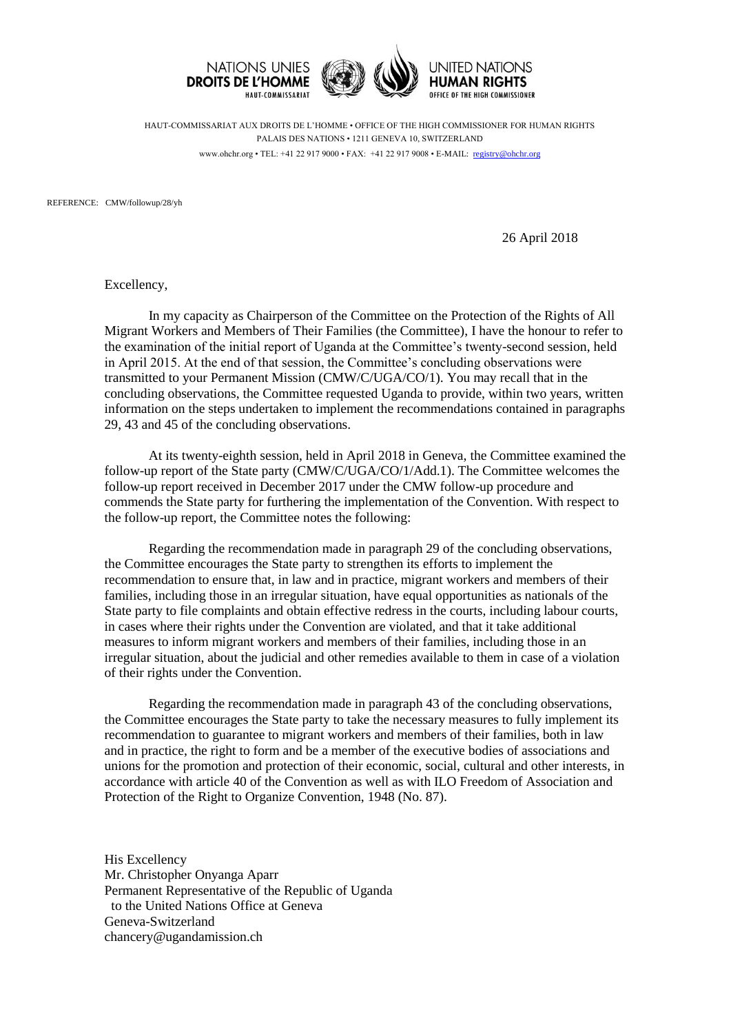NATIONS UNIES
**DROITS DE L'HOMME**
HAUT-COMMISSARIAT

UNITED NATIONS
**HUMAN RIGHTS**
OFFICE OF THE HIGH COMMISSIONER

HAUT-COMMISSARIAT AUX DROITS DE L'HOMME • OFFICE OF THE HIGH COMMISSIONER FOR HUMAN RIGHTS
PALAIS DES NATIONS • 1211 GENEVA 10, SWITZERLAND
www.ohchr.org • TEL: +41 22 917 9000 • FAX: +41 22 917 9008 • E-MAIL: registry@ohchr.org

REFERENCE: CMW/followup/28/yh

26 April 2018

Excellency,

In my capacity as Chairperson of the Committee on the Protection of the Rights of All Migrant Workers and Members of Their Families (the Committee), I have the honour to refer to the examination of the initial report of Uganda at the Committee's twenty-second session, held in April 2015. At the end of that session, the Committee's concluding observations were transmitted to your Permanent Mission (CMW/C/UGA/CO/1). You may recall that in the concluding observations, the Committee requested Uganda to provide, within two years, written information on the steps undertaken to implement the recommendations contained in paragraphs 29, 43 and 45 of the concluding observations.

At its twenty-eighth session, held in April 2018 in Geneva, the Committee examined the follow-up report of the State party (CMW/C/UGA/CO/1/Add.1). The Committee welcomes the follow-up report received in December 2017 under the CMW follow-up procedure and commends the State party for furthering the implementation of the Convention. With respect to the follow-up report, the Committee notes the following:

Regarding the recommendation made in paragraph 29 of the concluding observations, the Committee encourages the State party to strengthen its efforts to implement the recommendation to ensure that, in law and in practice, migrant workers and members of their families, including those in an irregular situation, have equal opportunities as nationals of the State party to file complaints and obtain effective redress in the courts, including labour courts, in cases where their rights under the Convention are violated, and that it take additional measures to inform migrant workers and members of their families, including those in an irregular situation, about the judicial and other remedies available to them in case of a violation of their rights under the Convention.

Regarding the recommendation made in paragraph 43 of the concluding observations, the Committee encourages the State party to take the necessary measures to fully implement its recommendation to guarantee to migrant workers and members of their families, both in law and in practice, the right to form and be a member of the executive bodies of associations and unions for the promotion and protection of their economic, social, cultural and other interests, in accordance with article 40 of the Convention as well as with ILO Freedom of Association and Protection of the Right to Organize Convention, 1948 (No. 87).

His Excellency
Mr. Christopher Onyanga Aparr
Permanent Representative of the Republic of Uganda
to the United Nations Office at Geneva
Geneva-Switzerland
chancery@ugandamission.ch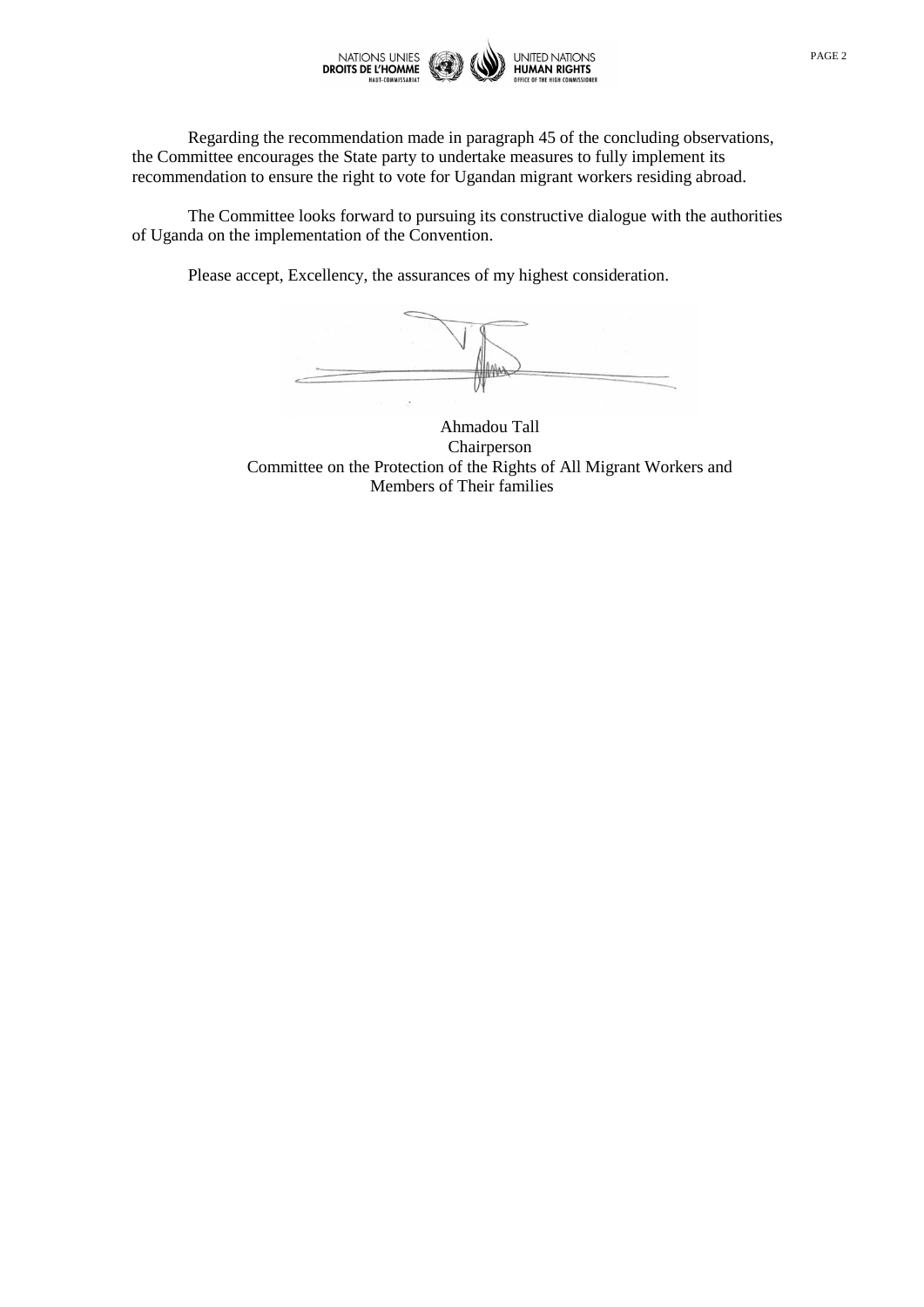Regarding the recommendation made in paragraph 45 of the concluding observations, the Committee encourages the State party to undertake measures to fully implement its recommendation to ensure the right to vote for Ugandan migrant workers residing abroad.

The Committee looks forward to pursuing its constructive dialogue with the authorities of Uganda on the implementation of the Convention.

Please accept, Excellency, the assurances of my highest consideration.

Ahmadou Tall
Chairperson
Committee on the Protection of the Rights of All Migrant Workers and Members of Their families